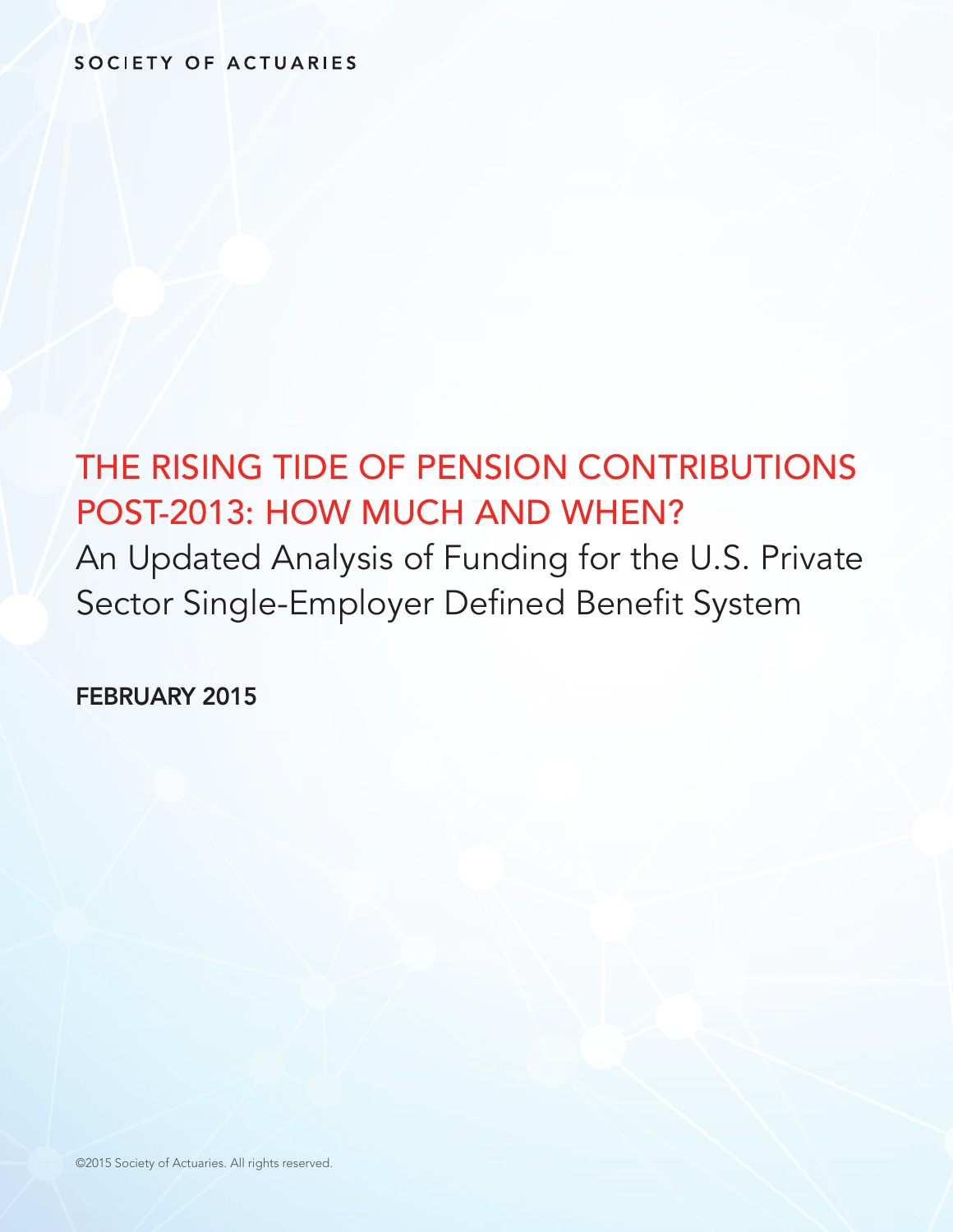SOCIETY OF ACTUARIES

# THE RISING TIDE OF PENSION CONTRIBUTIONS POST-2013: HOW MUCH AND WHEN?

## An Updated Analysis of Funding for the U.S. Private Sector Single-Employer Defined Benefit System

**FEBRUARY 2015**

©2015 Society of Actuaries. All rights reserved.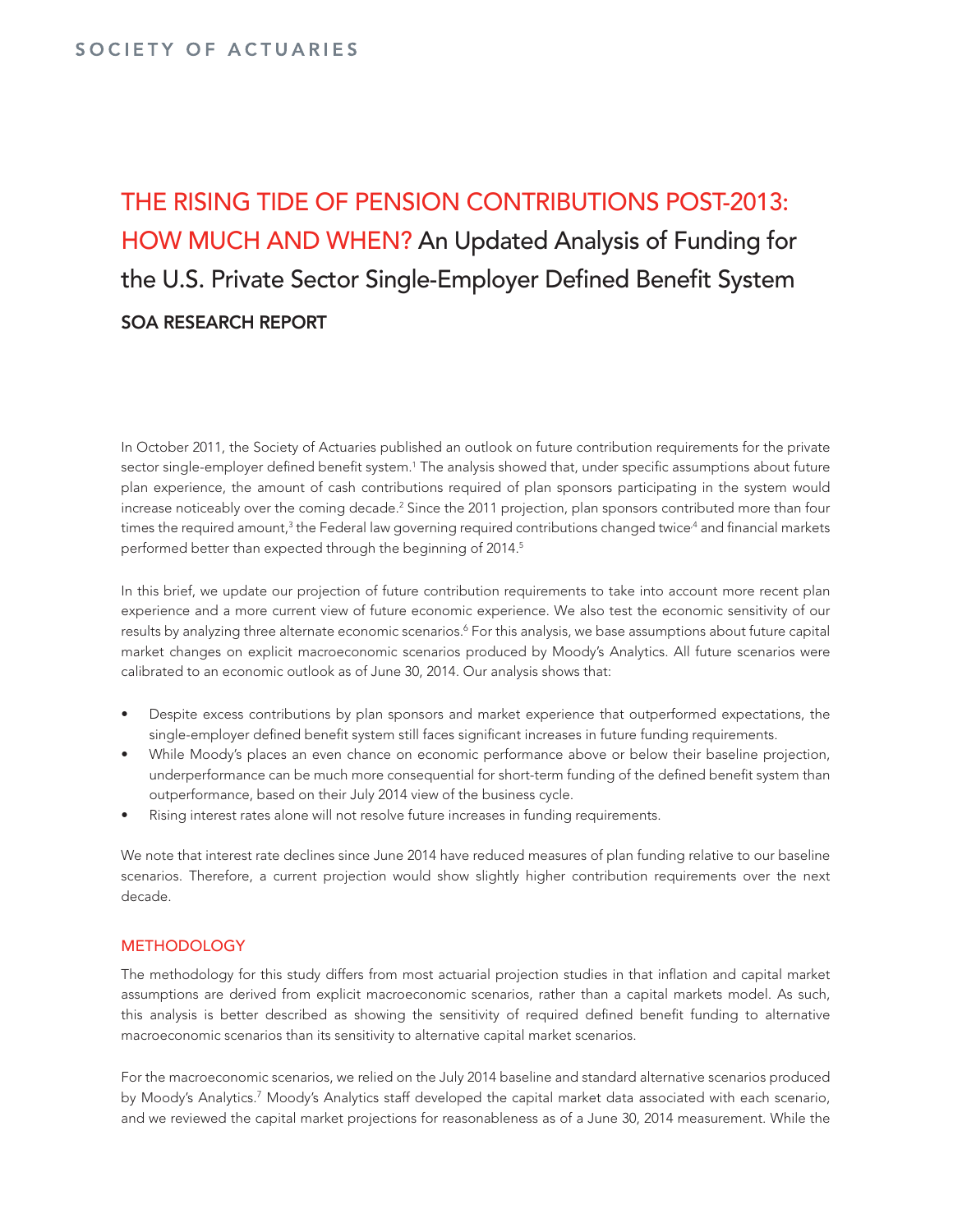# THE RISING TIDE OF PENSION CONTRIBUTIONS POST-2013: HOW MUCH AND WHEN? An Updated Analysis of Funding for the U.S. Private Sector Single-Employer Defined Benefit System

## SOA RESEARCH REPORT

In October 2011, the Society of Actuaries published an outlook on future contribution requirements for the private sector single-employer defined benefit system.[1] The analysis showed that, under specific assumptions about future plan experience, the amount of cash contributions required of plan sponsors participating in the system would increase noticeably over the coming decade.[2] Since the 2011 projection, plan sponsors contributed more than four times the required amount,[3] the Federal law governing required contributions changed twice[4] and financial markets performed better than expected through the beginning of 2014.[5]

In this brief, we update our projection of future contribution requirements to take into account more recent plan experience and a more current view of future economic experience. We also test the economic sensitivity of our results by analyzing three alternate economic scenarios.[6] For this analysis, we base assumptions about future capital market changes on explicit macroeconomic scenarios produced by Moody's Analytics. All future scenarios were calibrated to an economic outlook as of June 30, 2014. Our analysis shows that:

- Despite excess contributions by plan sponsors and market experience that outperformed expectations, the single-employer defined benefit system still faces significant increases in future funding requirements.
- While Moody's places an even chance on economic performance above or below their baseline projection, underperformance can be much more consequential for short-term funding of the defined benefit system than outperformance, based on their July 2014 view of the business cycle.
- Rising interest rates alone will not resolve future increases in funding requirements.

We note that interest rate declines since June 2014 have reduced measures of plan funding relative to our baseline scenarios. Therefore, a current projection would show slightly higher contribution requirements over the next decade.

## METHODOLOGY

The methodology for this study differs from most actuarial projection studies in that inflation and capital market assumptions are derived from explicit macroeconomic scenarios, rather than a capital markets model. As such, this analysis is better described as showing the sensitivity of required defined benefit funding to alternative macroeconomic scenarios than its sensitivity to alternative capital market scenarios.

For the macroeconomic scenarios, we relied on the July 2014 baseline and standard alternative scenarios produced by Moody's Analytics.[7] Moody's Analytics staff developed the capital market data associated with each scenario, and we reviewed the capital market projections for reasonableness as of a June 30, 2014 measurement. While the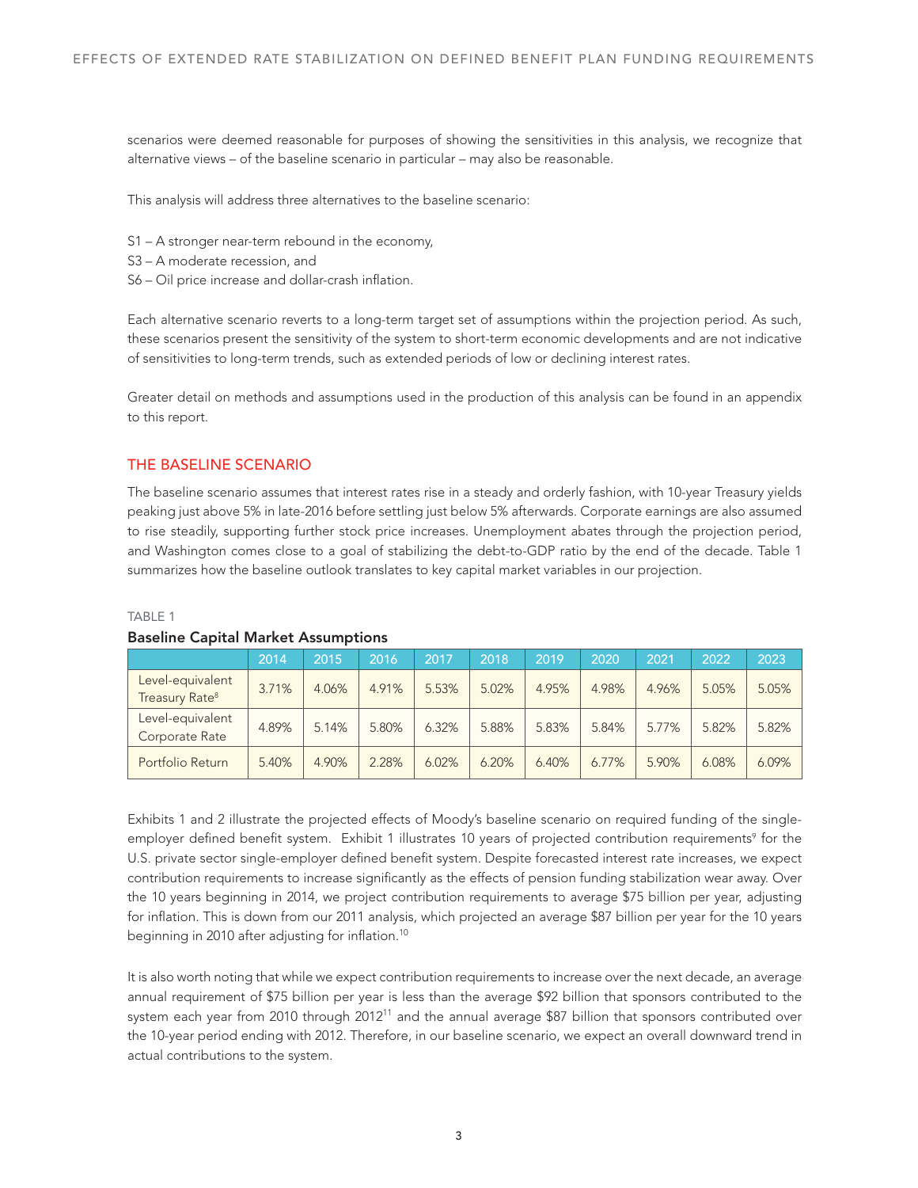scenarios were deemed reasonable for purposes of showing the sensitivities in this analysis, we recognize that alternative views – of the baseline scenario in particular – may also be reasonable.

This analysis will address three alternatives to the baseline scenario:

S1 – A stronger near-term rebound in the economy,
S3 – A moderate recession, and
S6 – Oil price increase and dollar-crash inflation.

Each alternative scenario reverts to a long-term target set of assumptions within the projection period. As such, these scenarios present the sensitivity of the system to short-term economic developments and are not indicative of sensitivities to long-term trends, such as extended periods of low or declining interest rates.

Greater detail on methods and assumptions used in the production of this analysis can be found in an appendix to this report.

## THE BASELINE SCENARIO

The baseline scenario assumes that interest rates rise in a steady and orderly fashion, with 10-year Treasury yields peaking just above 5% in late-2016 before settling just below 5% afterwards. Corporate earnings are also assumed to rise steadily, supporting further stock price increases. Unemployment abates through the projection period, and Washington comes close to a goal of stabilizing the debt-to-GDP ratio by the end of the decade. Table 1 summarizes how the baseline outlook translates to key capital market variables in our projection.

TABLE 1

**Baseline Capital Market Assumptions**

| | 2014 | 2015 | 2016 | 2017 | 2018 | 2019 | 2020 | 2021 | 2022 | 2023 |
|---|---|---|---|---|---|---|---|---|---|---|
| Level-equivalent Treasury Rate[8] | 3.71% | 4.06% | 4.91% | 5.53% | 5.02% | 4.95% | 4.98% | 4.96% | 5.05% | 5.05% |
| Level-equivalent Corporate Rate | 4.89% | 5.14% | 5.80% | 6.32% | 5.88% | 5.83% | 5.84% | 5.77% | 5.82% | 5.82% |
| Portfolio Return | 5.40% | 4.90% | 2.28% | 6.02% | 6.20% | 6.40% | 6.77% | 5.90% | 6.08% | 6.09% |

Exhibits 1 and 2 illustrate the projected effects of Moody's baseline scenario on required funding of the single-employer defined benefit system. Exhibit 1 illustrates 10 years of projected contribution requirements[9] for the U.S. private sector single-employer defined benefit system. Despite forecasted interest rate increases, we expect contribution requirements to increase significantly as the effects of pension funding stabilization wear away. Over the 10 years beginning in 2014, we project contribution requirements to average $75 billion per year, adjusting for inflation. This is down from our 2011 analysis, which projected an average $87 billion per year for the 10 years beginning in 2010 after adjusting for inflation.[10]

It is also worth noting that while we expect contribution requirements to increase over the next decade, an average annual requirement of $75 billion per year is less than the average $92 billion that sponsors contributed to the system each year from 2010 through 2012[11] and the annual average $87 billion that sponsors contributed over the 10-year period ending with 2012. Therefore, in our baseline scenario, we expect an overall downward trend in actual contributions to the system.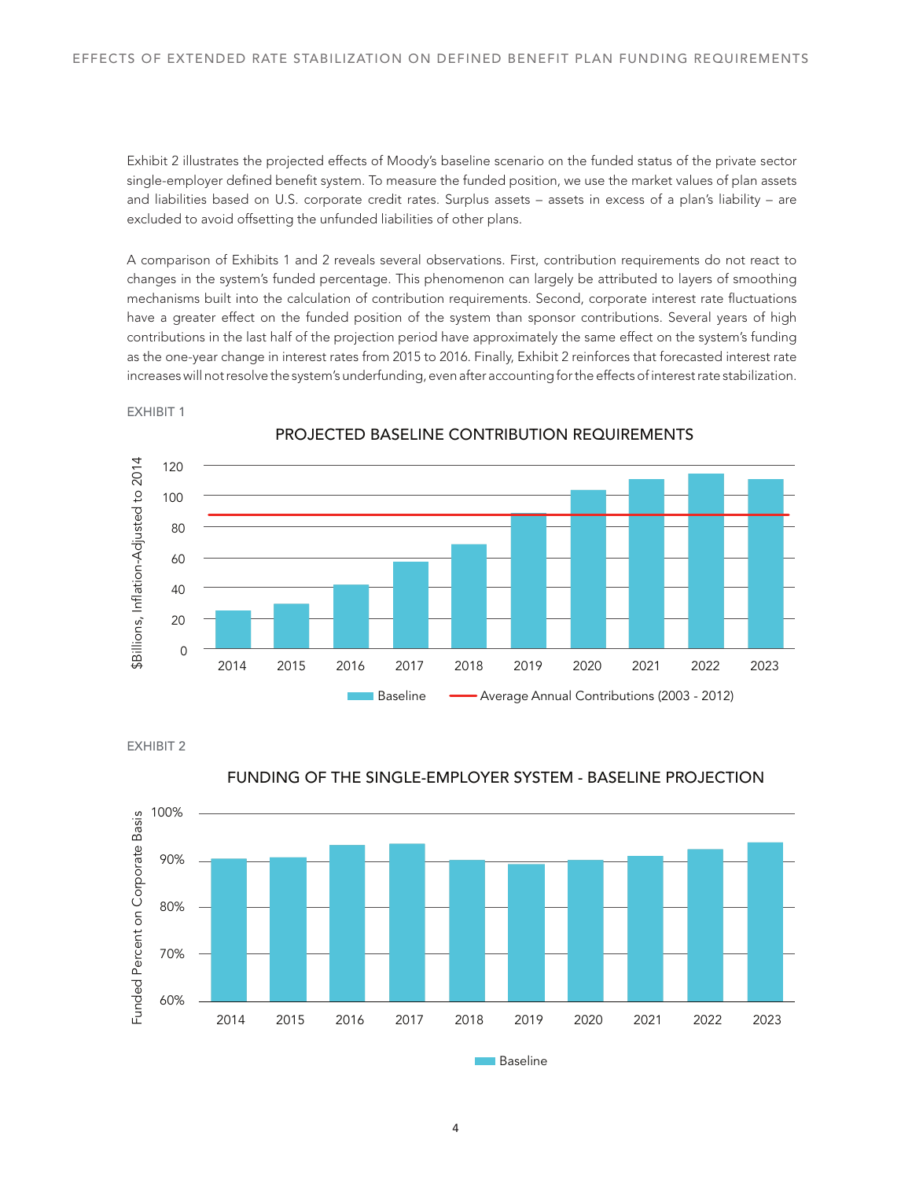Exhibit 2 illustrates the projected effects of Moody's baseline scenario on the funded status of the private sector single-employer defined benefit system. To measure the funded position, we use the market values of plan assets and liabilities based on U.S. corporate credit rates. Surplus assets – assets in excess of a plan's liability – are excluded to avoid offsetting the unfunded liabilities of other plans.

A comparison of Exhibits 1 and 2 reveals several observations. First, contribution requirements do not react to changes in the system's funded percentage. This phenomenon can largely be attributed to layers of smoothing mechanisms built into the calculation of contribution requirements. Second, corporate interest rate fluctuations have a greater effect on the funded position of the system than sponsor contributions. Several years of high contributions in the last half of the projection period have approximately the same effect on the system's funding as the one-year change in interest rates from 2015 to 2016. Finally, Exhibit 2 reinforces that forecasted interest rate increases will not resolve the system's underfunding, even after accounting for the effects of interest rate stabilization.

EXHIBIT 1

PROJECTED BASELINE CONTRIBUTION REQUIREMENTS

EXHIBIT 2

FUNDING OF THE SINGLE-EMPLOYER SYSTEM - BASELINE PROJECTION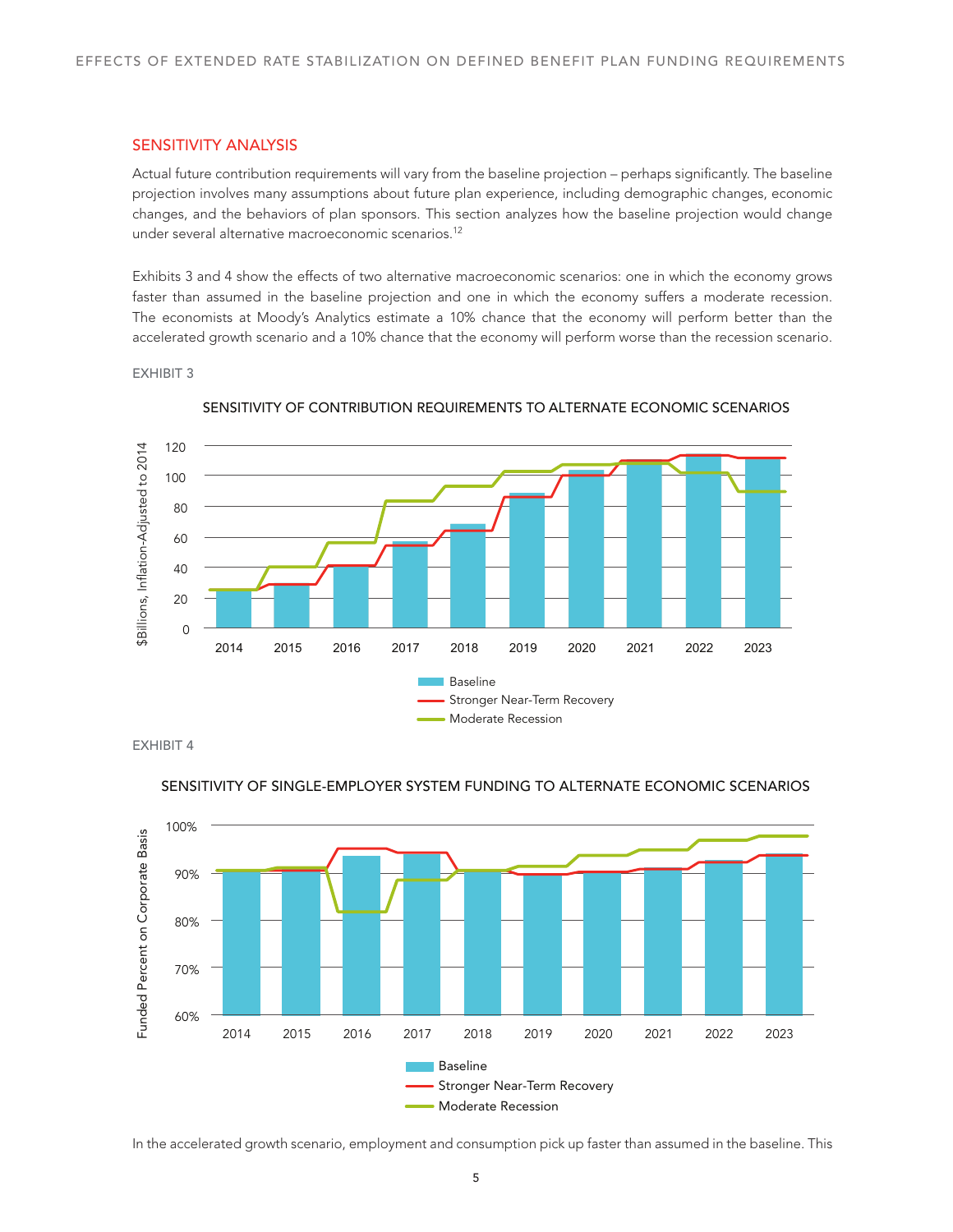## SENSITIVITY ANALYSIS

Actual future contribution requirements will vary from the baseline projection – perhaps significantly. The baseline projection involves many assumptions about future plan experience, including demographic changes, economic changes, and the behaviors of plan sponsors. This section analyzes how the baseline projection would change under several alternative macroeconomic scenarios.[12]

Exhibits 3 and 4 show the effects of two alternative macroeconomic scenarios: one in which the economy grows faster than assumed in the baseline projection and one in which the economy suffers a moderate recession. The economists at Moody's Analytics estimate a 10% chance that the economy will perform better than the accelerated growth scenario and a 10% chance that the economy will perform worse than the recession scenario.

EXHIBIT 3

SENSITIVITY OF CONTRIBUTION REQUIREMENTS TO ALTERNATE ECONOMIC SCENARIOS

EXHIBIT 4

SENSITIVITY OF SINGLE-EMPLOYER SYSTEM FUNDING TO ALTERNATE ECONOMIC SCENARIOS

In the accelerated growth scenario, employment and consumption pick up faster than assumed in the baseline. This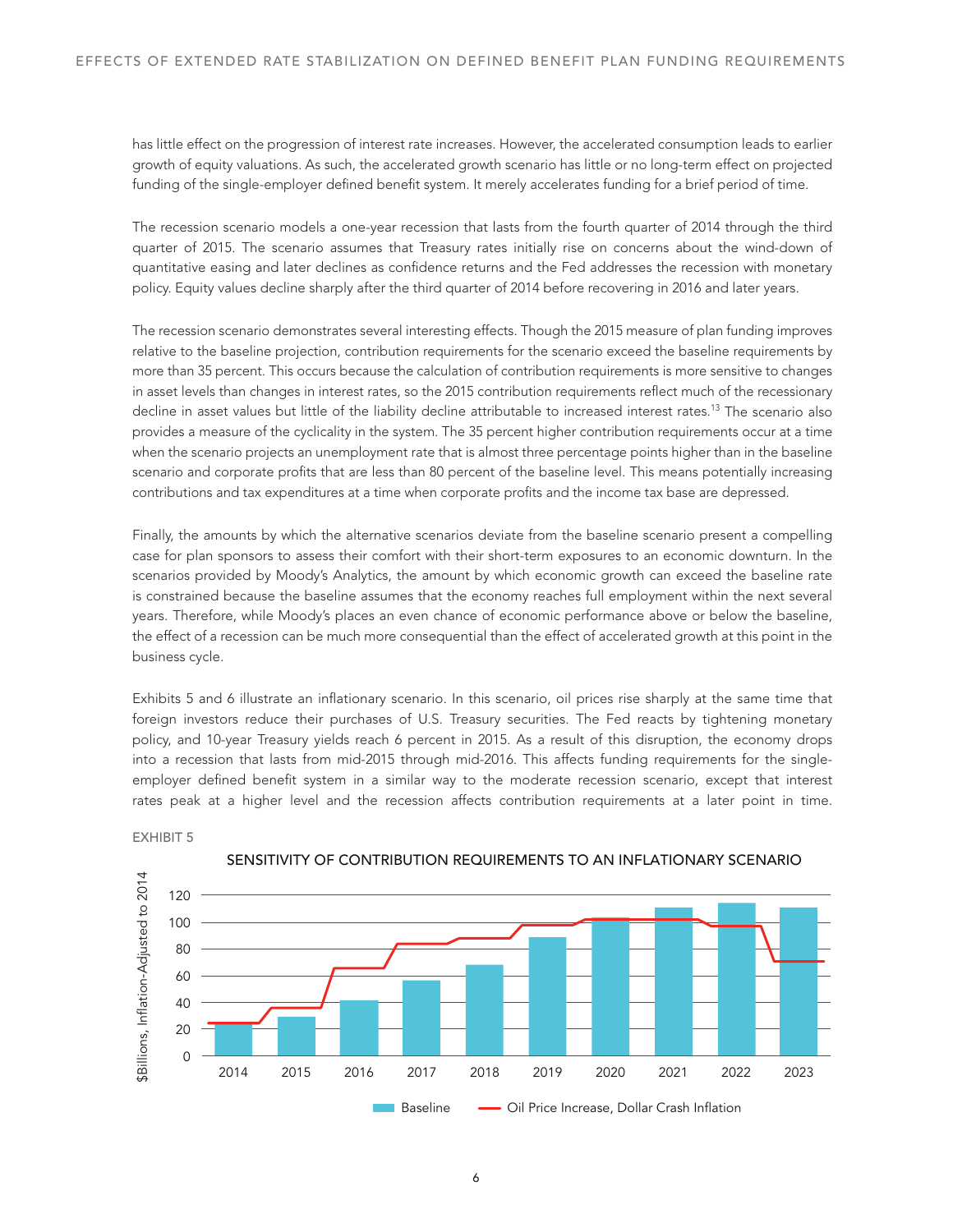has little effect on the progression of interest rate increases. However, the accelerated consumption leads to earlier growth of equity valuations. As such, the accelerated growth scenario has little or no long-term effect on projected funding of the single-employer defined benefit system. It merely accelerates funding for a brief period of time.

The recession scenario models a one-year recession that lasts from the fourth quarter of 2014 through the third quarter of 2015. The scenario assumes that Treasury rates initially rise on concerns about the wind-down of quantitative easing and later declines as confidence returns and the Fed addresses the recession with monetary policy. Equity values decline sharply after the third quarter of 2014 before recovering in 2016 and later years.

The recession scenario demonstrates several interesting effects. Though the 2015 measure of plan funding improves relative to the baseline projection, contribution requirements for the scenario exceed the baseline requirements by more than 35 percent. This occurs because the calculation of contribution requirements is more sensitive to changes in asset levels than changes in interest rates, so the 2015 contribution requirements reflect much of the recessionary decline in asset values but little of the liability decline attributable to increased interest rates.[13] The scenario also provides a measure of the cyclicality in the system. The 35 percent higher contribution requirements occur at a time when the scenario projects an unemployment rate that is almost three percentage points higher than in the baseline scenario and corporate profits that are less than 80 percent of the baseline level. This means potentially increasing contributions and tax expenditures at a time when corporate profits and the income tax base are depressed.

Finally, the amounts by which the alternative scenarios deviate from the baseline scenario present a compelling case for plan sponsors to assess their comfort with their short-term exposures to an economic downturn. In the scenarios provided by Moody's Analytics, the amount by which economic growth can exceed the baseline rate is constrained because the baseline assumes that the economy reaches full employment within the next several years. Therefore, while Moody's places an even chance of economic performance above or below the baseline, the effect of a recession can be much more consequential than the effect of accelerated growth at this point in the business cycle.

Exhibits 5 and 6 illustrate an inflationary scenario. In this scenario, oil prices rise sharply at the same time that foreign investors reduce their purchases of U.S. Treasury securities. The Fed reacts by tightening monetary policy, and 10-year Treasury yields reach 6 percent in 2015. As a result of this disruption, the economy drops into a recession that lasts from mid-2015 through mid-2016. This affects funding requirements for the single-employer defined benefit system in a similar way to the moderate recession scenario, except that interest rates peak at a higher level and the recession affects contribution requirements at a later point in time.

EXHIBIT 5

**SENSITIVITY OF CONTRIBUTION REQUIREMENTS TO AN INFLATIONARY SCENARIO**

| Year | Baseline ($Billions, Inflation-Adjusted to 2014) | Oil Price Increase, Dollar Crash Inflation ($Billions, Inflation-Adjusted to 2014) |
|---|---|---|
| 2014 | ~24 | ~24 |
| 2015 | ~29 | ~36 |
| 2016 | ~41 | ~66 |
| 2017 | ~56 | ~84 |
| 2018 | ~68 | ~88 |
| 2019 | ~89 | ~98 |
| 2020 | ~103 | ~102 |
| 2021 | ~111 | ~102 |
| 2022 | ~114 | ~97 |
| 2023 | ~111 | ~71 |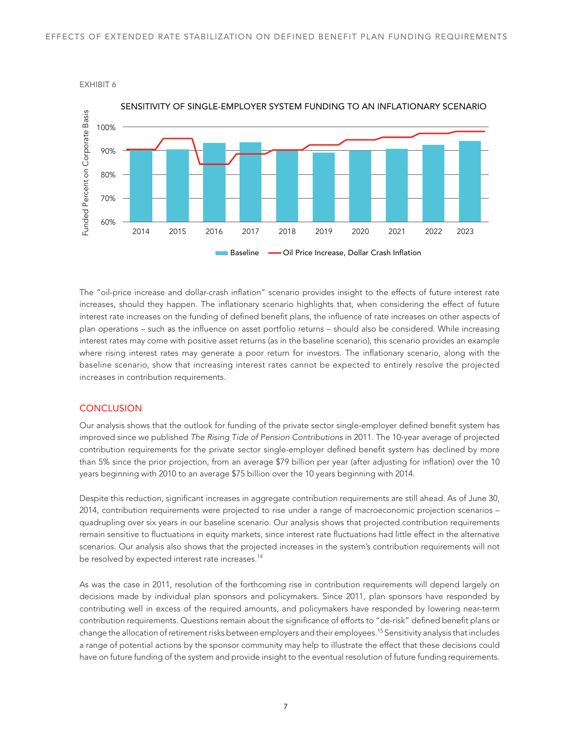EXHIBIT 6

SENSITIVITY OF SINGLE-EMPLOYER SYSTEM FUNDING TO AN INFLATIONARY SCENARIO

The "oil-price increase and dollar-crash inflation" scenario provides insight to the effects of future interest rate increases, should they happen. The inflationary scenario highlights that, when considering the effect of future interest rate increases on the funding of defined benefit plans, the influence of rate increases on other aspects of plan operations – such as the influence on asset portfolio returns – should also be considered. While increasing interest rates may come with positive asset returns (as in the baseline scenario), this scenario provides an example where rising interest rates may generate a poor return for investors. The inflationary scenario, along with the baseline scenario, show that increasing interest rates cannot be expected to entirely resolve the projected increases in contribution requirements.

## CONCLUSION

Our analysis shows that the outlook for funding of the private sector single-employer defined benefit system has improved since we published *The Rising Tide of Pension Contributions* in 2011. The 10-year average of projected contribution requirements for the private sector single-employer defined benefit system has declined by more than 5% since the prior projection, from an average $79 billion per year (after adjusting for inflation) over the 10 years beginning with 2010 to an average $75 billion over the 10 years beginning with 2014.

Despite this reduction, significant increases in aggregate contribution requirements are still ahead. As of June 30, 2014, contribution requirements were projected to rise under a range of macroeconomic projection scenarios – quadrupling over six years in our baseline scenario. Our analysis shows that projected contribution requirements remain sensitive to fluctuations in equity markets, since interest rate fluctuations had little effect in the alternative scenarios. Our analysis also shows that the projected increases in the system's contribution requirements will not be resolved by expected interest rate increases.[14]

As was the case in 2011, resolution of the forthcoming rise in contribution requirements will depend largely on decisions made by individual plan sponsors and policymakers. Since 2011, plan sponsors have responded by contributing well in excess of the required amounts, and policymakers have responded by lowering near-term contribution requirements. Questions remain about the significance of efforts to "de-risk" defined benefit plans or change the allocation of retirement risks between employers and their employees.[15] Sensitivity analysis that includes a range of potential actions by the sponsor community may help to illustrate the effect that these decisions could have on future funding of the system and provide insight to the eventual resolution of future funding requirements.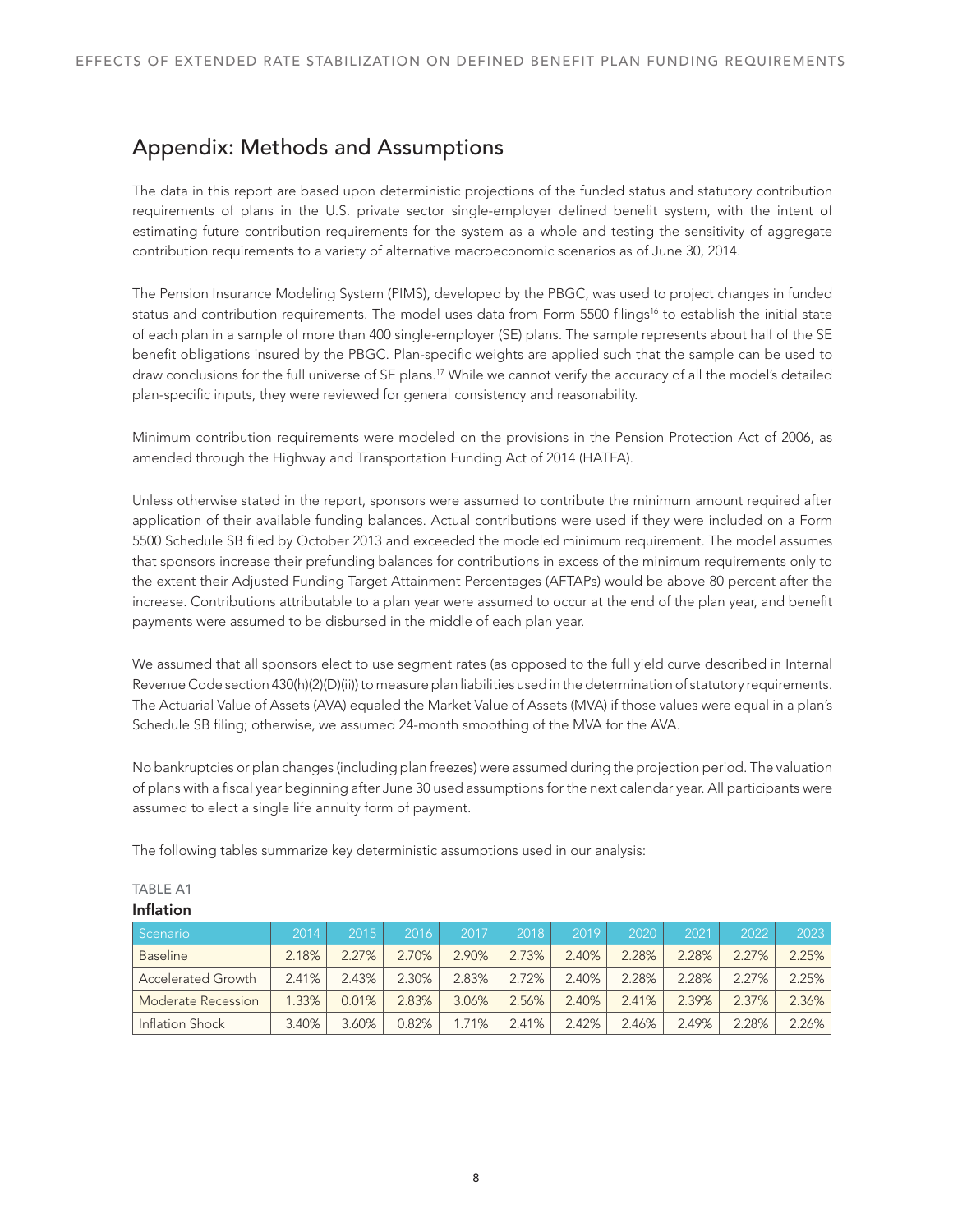## Appendix: Methods and Assumptions

The data in this report are based upon deterministic projections of the funded status and statutory contribution requirements of plans in the U.S. private sector single-employer defined benefit system, with the intent of estimating future contribution requirements for the system as a whole and testing the sensitivity of aggregate contribution requirements to a variety of alternative macroeconomic scenarios as of June 30, 2014.

The Pension Insurance Modeling System (PIMS), developed by the PBGC, was used to project changes in funded status and contribution requirements. The model uses data from Form 5500 filings[16] to establish the initial state of each plan in a sample of more than 400 single-employer (SE) plans. The sample represents about half of the SE benefit obligations insured by the PBGC. Plan-specific weights are applied such that the sample can be used to draw conclusions for the full universe of SE plans.[17] While we cannot verify the accuracy of all the model's detailed plan-specific inputs, they were reviewed for general consistency and reasonability.

Minimum contribution requirements were modeled on the provisions in the Pension Protection Act of 2006, as amended through the Highway and Transportation Funding Act of 2014 (HATFA).

Unless otherwise stated in the report, sponsors were assumed to contribute the minimum amount required after application of their available funding balances. Actual contributions were used if they were included on a Form 5500 Schedule SB filed by October 2013 and exceeded the modeled minimum requirement. The model assumes that sponsors increase their prefunding balances for contributions in excess of the minimum requirements only to the extent their Adjusted Funding Target Attainment Percentages (AFTAPs) would be above 80 percent after the increase. Contributions attributable to a plan year were assumed to occur at the end of the plan year, and benefit payments were assumed to be disbursed in the middle of each plan year.

We assumed that all sponsors elect to use segment rates (as opposed to the full yield curve described in Internal Revenue Code section 430(h)(2)(D)(ii)) to measure plan liabilities used in the determination of statutory requirements. The Actuarial Value of Assets (AVA) equaled the Market Value of Assets (MVA) if those values were equal in a plan's Schedule SB filing; otherwise, we assumed 24-month smoothing of the MVA for the AVA.

No bankruptcies or plan changes (including plan freezes) were assumed during the projection period. The valuation of plans with a fiscal year beginning after June 30 used assumptions for the next calendar year. All participants were assumed to elect a single life annuity form of payment.

The following tables summarize key deterministic assumptions used in our analysis:

TABLE A1

**Inflation**

| Scenario | 2014 | 2015 | 2016 | 2017 | 2018 | 2019 | 2020 | 2021 | 2022 | 2023 |
|---|---|---|---|---|---|---|---|---|---|---|
| Baseline | 2.18% | 2.27% | 2.70% | 2.90% | 2.73% | 2.40% | 2.28% | 2.28% | 2.27% | 2.25% |
| Accelerated Growth | 2.41% | 2.43% | 2.30% | 2.83% | 2.72% | 2.40% | 2.28% | 2.28% | 2.27% | 2.25% |
| Moderate Recession | 1.33% | 0.01% | 2.83% | 3.06% | 2.56% | 2.40% | 2.41% | 2.39% | 2.37% | 2.36% |
| Inflation Shock | 3.40% | 3.60% | 0.82% | 1.71% | 2.41% | 2.42% | 2.46% | 2.49% | 2.28% | 2.26% |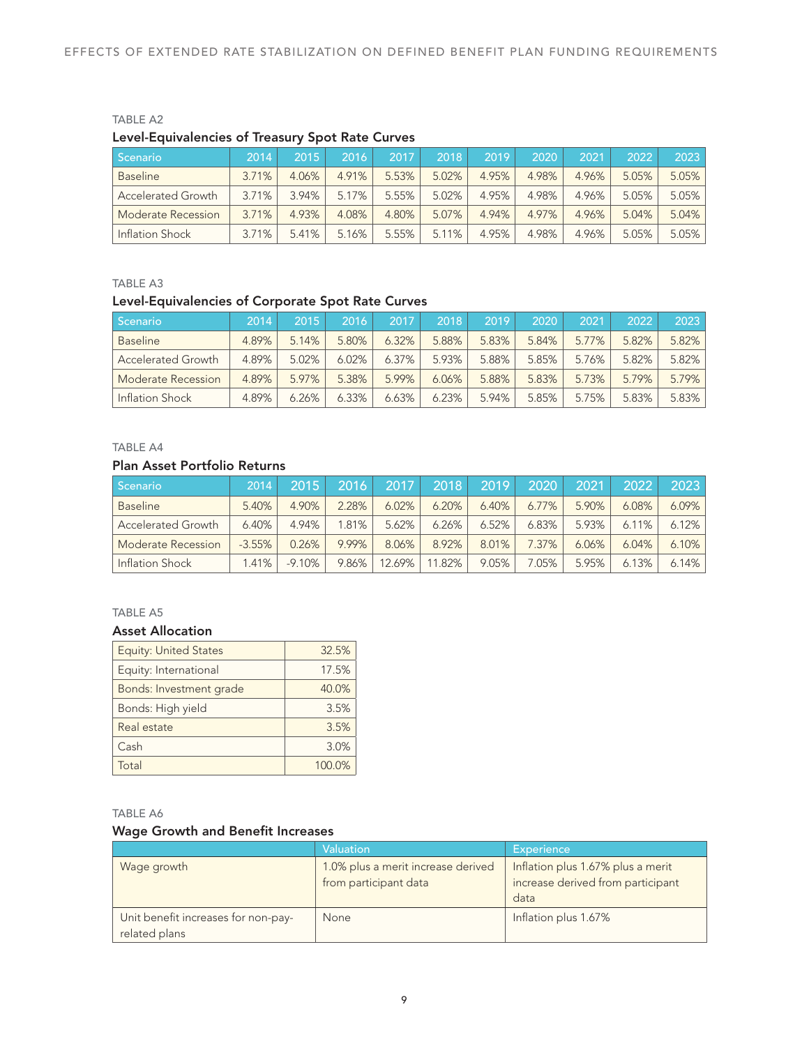TABLE A2

**Level-Equivalencies of Treasury Spot Rate Curves**

| Scenario | 2014 | 2015 | 2016 | 2017 | 2018 | 2019 | 2020 | 2021 | 2022 | 2023 |
|---|---|---|---|---|---|---|---|---|---|---|
| Baseline | 3.71% | 4.06% | 4.91% | 5.53% | 5.02% | 4.95% | 4.98% | 4.96% | 5.05% | 5.05% |
| Accelerated Growth | 3.71% | 3.94% | 5.17% | 5.55% | 5.02% | 4.95% | 4.98% | 4.96% | 5.05% | 5.05% |
| Moderate Recession | 3.71% | 4.93% | 4.08% | 4.80% | 5.07% | 4.94% | 4.97% | 4.96% | 5.04% | 5.04% |
| Inflation Shock | 3.71% | 5.41% | 5.16% | 5.55% | 5.11% | 4.95% | 4.98% | 4.96% | 5.05% | 5.05% |

TABLE A3

**Level-Equivalencies of Corporate Spot Rate Curves**

| Scenario | 2014 | 2015 | 2016 | 2017 | 2018 | 2019 | 2020 | 2021 | 2022 | 2023 |
|---|---|---|---|---|---|---|---|---|---|---|
| Baseline | 4.89% | 5.14% | 5.80% | 6.32% | 5.88% | 5.83% | 5.84% | 5.77% | 5.82% | 5.82% |
| Accelerated Growth | 4.89% | 5.02% | 6.02% | 6.37% | 5.93% | 5.88% | 5.85% | 5.76% | 5.82% | 5.82% |
| Moderate Recession | 4.89% | 5.97% | 5.38% | 5.99% | 6.06% | 5.88% | 5.83% | 5.73% | 5.79% | 5.79% |
| Inflation Shock | 4.89% | 6.26% | 6.33% | 6.63% | 6.23% | 5.94% | 5.85% | 5.75% | 5.83% | 5.83% |

TABLE A4

**Plan Asset Portfolio Returns**

| Scenario | 2014 | 2015 | 2016 | 2017 | 2018 | 2019 | 2020 | 2021 | 2022 | 2023 |
|---|---|---|---|---|---|---|---|---|---|---|
| Baseline | 5.40% | 4.90% | 2.28% | 6.02% | 6.20% | 6.40% | 6.77% | 5.90% | 6.08% | 6.09% |
| Accelerated Growth | 6.40% | 4.94% | 1.81% | 5.62% | 6.26% | 6.52% | 6.83% | 5.93% | 6.11% | 6.12% |
| Moderate Recession | -3.55% | 0.26% | 9.99% | 8.06% | 8.92% | 8.01% | 7.37% | 6.06% | 6.04% | 6.10% |
| Inflation Shock | 1.41% | -9.10% | 9.86% | 12.69% | 11.82% | 9.05% | 7.05% | 5.95% | 6.13% | 6.14% |

TABLE A5

**Asset Allocation**

| | |
|---|---|
| Equity: United States | 32.5% |
| Equity: International | 17.5% |
| Bonds: Investment grade | 40.0% |
| Bonds: High yield | 3.5% |
| Real estate | 3.5% |
| Cash | 3.0% |
| Total | 100.0% |

TABLE A6

**Wage Growth and Benefit Increases**

| | Valuation | Experience |
|---|---|---|
| Wage growth | 1.0% plus a merit increase derived from participant data | Inflation plus 1.67% plus a merit increase derived from participant data |
| Unit benefit increases for non-pay-related plans | None | Inflation plus 1.67% |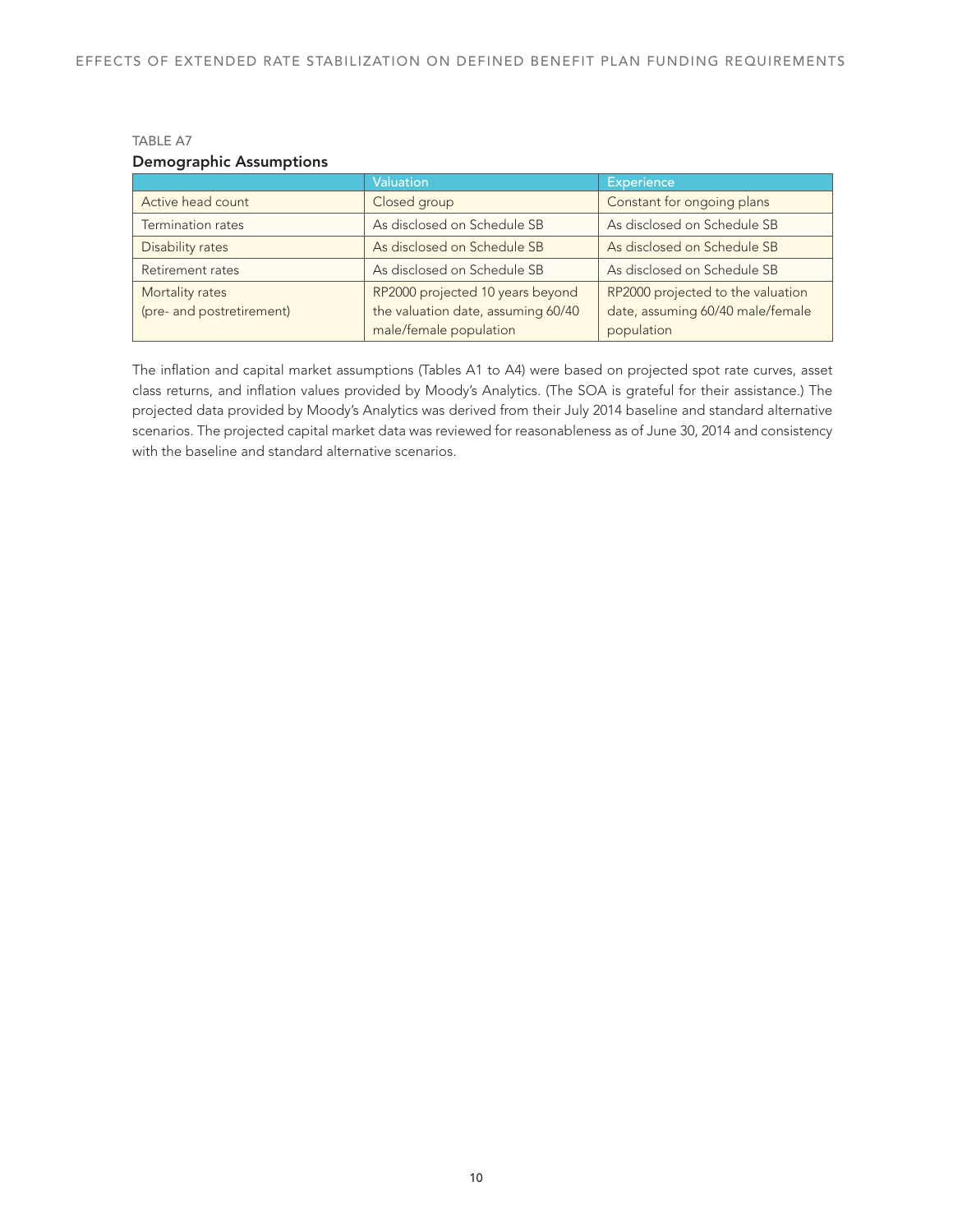TABLE A7

**Demographic Assumptions**

| | Valuation | Experience |
|---|---|---|
| Active head count | Closed group | Constant for ongoing plans |
| Termination rates | As disclosed on Schedule SB | As disclosed on Schedule SB |
| Disability rates | As disclosed on Schedule SB | As disclosed on Schedule SB |
| Retirement rates | As disclosed on Schedule SB | As disclosed on Schedule SB |
| Mortality rates (pre- and postretirement) | RP2000 projected 10 years beyond the valuation date, assuming 60/40 male/female population | RP2000 projected to the valuation date, assuming 60/40 male/female population |

The inflation and capital market assumptions (Tables A1 to A4) were based on projected spot rate curves, asset class returns, and inflation values provided by Moody's Analytics. (The SOA is grateful for their assistance.) The projected data provided by Moody's Analytics was derived from their July 2014 baseline and standard alternative scenarios. The projected capital market data was reviewed for reasonableness as of June 30, 2014 and consistency with the baseline and standard alternative scenarios.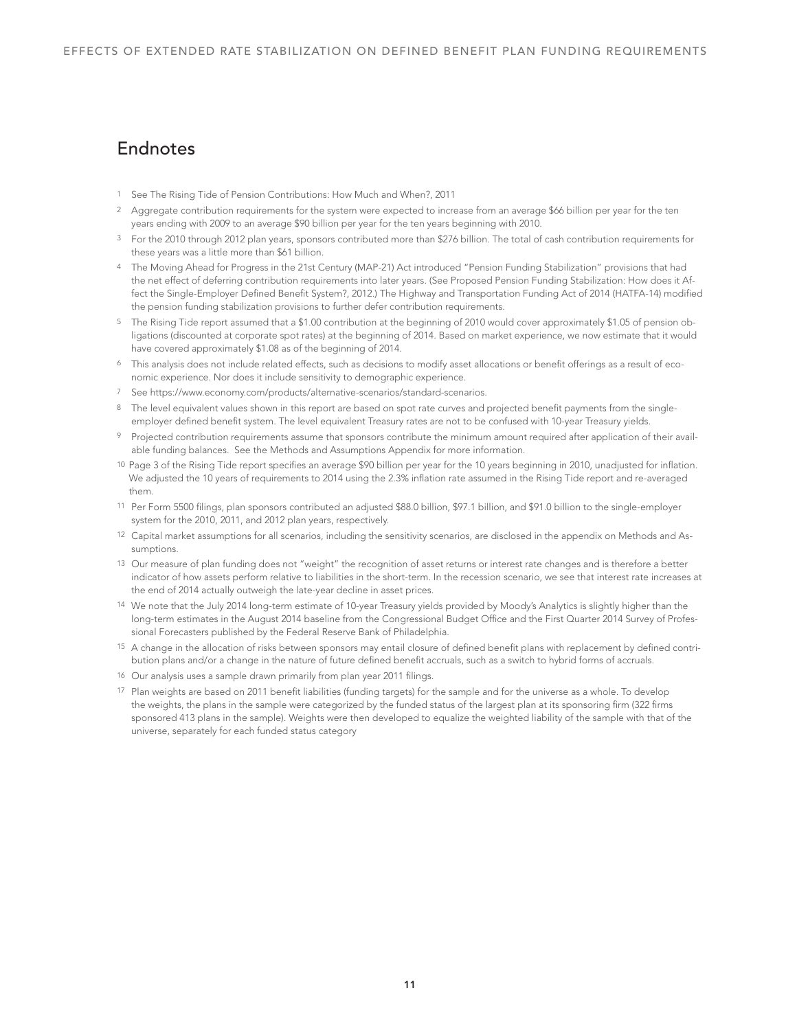## Endnotes

1. See The Rising Tide of Pension Contributions: How Much and When?, 2011
2. Aggregate contribution requirements for the system were expected to increase from an average $66 billion per year for the ten years ending with 2009 to an average $90 billion per year for the ten years beginning with 2010.
3. For the 2010 through 2012 plan years, sponsors contributed more than $276 billion. The total of cash contribution requirements for these years was a little more than $61 billion.
4. The Moving Ahead for Progress in the 21st Century (MAP-21) Act introduced "Pension Funding Stabilization" provisions that had the net effect of deferring contribution requirements into later years. (See Proposed Pension Funding Stabilization: How does it Affect the Single-Employer Defined Benefit System?, 2012.) The Highway and Transportation Funding Act of 2014 (HATFA-14) modified the pension funding stabilization provisions to further defer contribution requirements.
5. The Rising Tide report assumed that a $1.00 contribution at the beginning of 2010 would cover approximately $1.05 of pension obligations (discounted at corporate spot rates) at the beginning of 2014. Based on market experience, we now estimate that it would have covered approximately $1.08 as of the beginning of 2014.
6. This analysis does not include related effects, such as decisions to modify asset allocations or benefit offerings as a result of economic experience. Nor does it include sensitivity to demographic experience.
7. See https://www.economy.com/products/alternative-scenarios/standard-scenarios.
8. The level equivalent values shown in this report are based on spot rate curves and projected benefit payments from the single-employer defined benefit system. The level equivalent Treasury rates are not to be confused with 10-year Treasury yields.
9. Projected contribution requirements assume that sponsors contribute the minimum amount required after application of their available funding balances. See the Methods and Assumptions Appendix for more information.
10. Page 3 of the Rising Tide report specifies an average $90 billion per year for the 10 years beginning in 2010, unadjusted for inflation. We adjusted the 10 years of requirements to 2014 using the 2.3% inflation rate assumed in the Rising Tide report and re-averaged them.
11. Per Form 5500 filings, plan sponsors contributed an adjusted $88.0 billion, $97.1 billion, and $91.0 billion to the single-employer system for the 2010, 2011, and 2012 plan years, respectively.
12. Capital market assumptions for all scenarios, including the sensitivity scenarios, are disclosed in the appendix on Methods and Assumptions.
13. Our measure of plan funding does not "weight" the recognition of asset returns or interest rate changes and is therefore a better indicator of how assets perform relative to liabilities in the short-term. In the recession scenario, we see that interest rate increases at the end of 2014 actually outweigh the late-year decline in asset prices.
14. We note that the July 2014 long-term estimate of 10-year Treasury yields provided by Moody's Analytics is slightly higher than the long-term estimates in the August 2014 baseline from the Congressional Budget Office and the First Quarter 2014 Survey of Professional Forecasters published by the Federal Reserve Bank of Philadelphia.
15. A change in the allocation of risks between sponsors may entail closure of defined benefit plans with replacement by defined contribution plans and/or a change in the nature of future defined benefit accruals, such as a switch to hybrid forms of accruals.
16. Our analysis uses a sample drawn primarily from plan year 2011 filings.
17. Plan weights are based on 2011 benefit liabilities (funding targets) for the sample and for the universe as a whole. To develop the weights, the plans in the sample were categorized by the funded status of the largest plan at its sponsoring firm (322 firms sponsored 413 plans in the sample). Weights were then developed to equalize the weighted liability of the sample with that of the universe, separately for each funded status category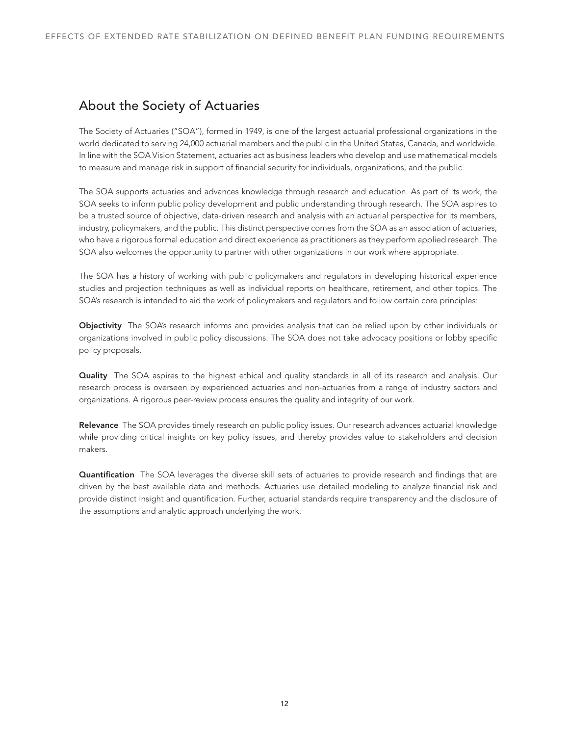## About the Society of Actuaries

The Society of Actuaries ("SOA"), formed in 1949, is one of the largest actuarial professional organizations in the world dedicated to serving 24,000 actuarial members and the public in the United States, Canada, and worldwide. In line with the SOA Vision Statement, actuaries act as business leaders who develop and use mathematical models to measure and manage risk in support of financial security for individuals, organizations, and the public.

The SOA supports actuaries and advances knowledge through research and education. As part of its work, the SOA seeks to inform public policy development and public understanding through research. The SOA aspires to be a trusted source of objective, data-driven research and analysis with an actuarial perspective for its members, industry, policymakers, and the public. This distinct perspective comes from the SOA as an association of actuaries, who have a rigorous formal education and direct experience as practitioners as they perform applied research. The SOA also welcomes the opportunity to partner with other organizations in our work where appropriate.

The SOA has a history of working with public policymakers and regulators in developing historical experience studies and projection techniques as well as individual reports on healthcare, retirement, and other topics. The SOA's research is intended to aid the work of policymakers and regulators and follow certain core principles:

**Objectivity** The SOA's research informs and provides analysis that can be relied upon by other individuals or organizations involved in public policy discussions. The SOA does not take advocacy positions or lobby specific policy proposals.

**Quality** The SOA aspires to the highest ethical and quality standards in all of its research and analysis. Our research process is overseen by experienced actuaries and non-actuaries from a range of industry sectors and organizations. A rigorous peer-review process ensures the quality and integrity of our work.

**Relevance** The SOA provides timely research on public policy issues. Our research advances actuarial knowledge while providing critical insights on key policy issues, and thereby provides value to stakeholders and decision makers.

**Quantification** The SOA leverages the diverse skill sets of actuaries to provide research and findings that are driven by the best available data and methods. Actuaries use detailed modeling to analyze financial risk and provide distinct insight and quantification. Further, actuarial standards require transparency and the disclosure of the assumptions and analytic approach underlying the work.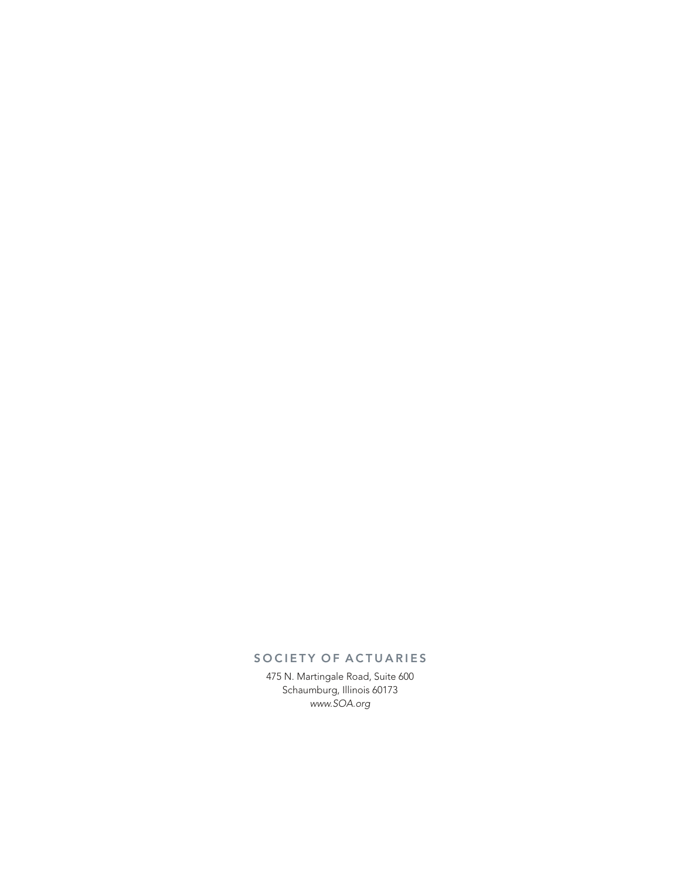**SOCIETY OF ACTUARIES**

475 N. Martingale Road, Suite 600
Schaumburg, Illinois 60173
*www.SOA.org*